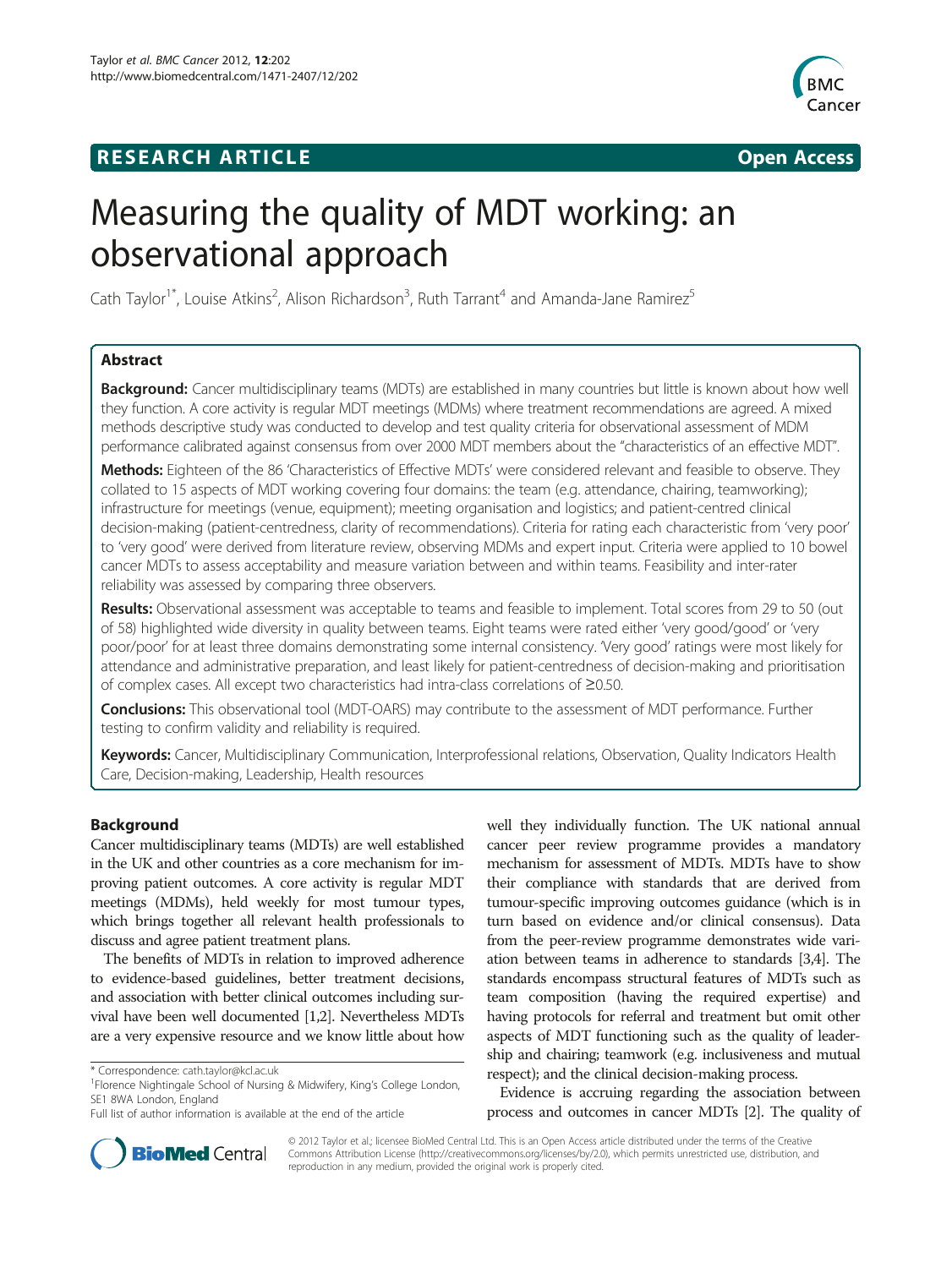**RESEARCH ARTICLE** **Open Access**

# Measuring the quality of MDT working: an observational approach

Cath Taylor[1*], Louise Atkins[2], Alison Richardson[3], Ruth Tarrant[4] and Amanda-Jane Ramirez[5]

## Abstract

**Background:** Cancer multidisciplinary teams (MDTs) are established in many countries but little is known about how well they function. A core activity is regular MDT meetings (MDMs) where treatment recommendations are agreed. A mixed methods descriptive study was conducted to develop and test quality criteria for observational assessment of MDM performance calibrated against consensus from over 2000 MDT members about the "characteristics of an effective MDT".

**Methods:** Eighteen of the 86 'Characteristics of Effective MDTs' were considered relevant and feasible to observe. They collated to 15 aspects of MDT working covering four domains: the team (e.g. attendance, chairing, teamworking); infrastructure for meetings (venue, equipment); meeting organisation and logistics; and patient-centred clinical decision-making (patient-centredness, clarity of recommendations). Criteria for rating each characteristic from 'very poor' to 'very good' were derived from literature review, observing MDMs and expert input. Criteria were applied to 10 bowel cancer MDTs to assess acceptability and measure variation between and within teams. Feasibility and inter-rater reliability was assessed by comparing three observers.

**Results:** Observational assessment was acceptable to teams and feasible to implement. Total scores from 29 to 50 (out of 58) highlighted wide diversity in quality between teams. Eight teams were rated either 'very good/good' or 'very poor/poor' for at least three domains demonstrating some internal consistency. 'Very good' ratings were most likely for attendance and administrative preparation, and least likely for patient-centredness of decision-making and prioritisation of complex cases. All except two characteristics had intra-class correlations of ≥0.50.

**Conclusions:** This observational tool (MDT-OARS) may contribute to the assessment of MDT performance. Further testing to confirm validity and reliability is required.

**Keywords:** Cancer, Multidisciplinary Communication, Interprofessional relations, Observation, Quality Indicators Health Care, Decision-making, Leadership, Health resources

## Background

Cancer multidisciplinary teams (MDTs) are well established in the UK and other countries as a core mechanism for improving patient outcomes. A core activity is regular MDT meetings (MDMs), held weekly for most tumour types, which brings together all relevant health professionals to discuss and agree patient treatment plans.

The benefits of MDTs in relation to improved adherence to evidence-based guidelines, better treatment decisions, and association with better clinical outcomes including survival have been well documented [1,2]. Nevertheless MDTs are a very expensive resource and we know little about how well they individually function. The UK national annual cancer peer review programme provides a mandatory mechanism for assessment of MDTs. MDTs have to show their compliance with standards that are derived from tumour-specific improving outcomes guidance (which is in turn based on evidence and/or clinical consensus). Data from the peer-review programme demonstrates wide variation between teams in adherence to standards [3,4]. The standards encompass structural features of MDTs such as team composition (having the required expertise) and having protocols for referral and treatment but omit other aspects of MDT functioning such as the quality of leadership and chairing; teamwork (e.g. inclusiveness and mutual respect); and the clinical decision-making process.

Evidence is accruing regarding the association between process and outcomes in cancer MDTs [2]. The quality of

\* Correspondence: cath.taylor@kcl.ac.uk
[1]Florence Nightingale School of Nursing & Midwifery, King's College London, SE1 8WA London, England
Full list of author information is available at the end of the article

© 2012 Taylor et al.; licensee BioMed Central Ltd. This is an Open Access article distributed under the terms of the Creative Commons Attribution License (http://creativecommons.org/licenses/by/2.0), which permits unrestricted use, distribution, and reproduction in any medium, provided the original work is properly cited.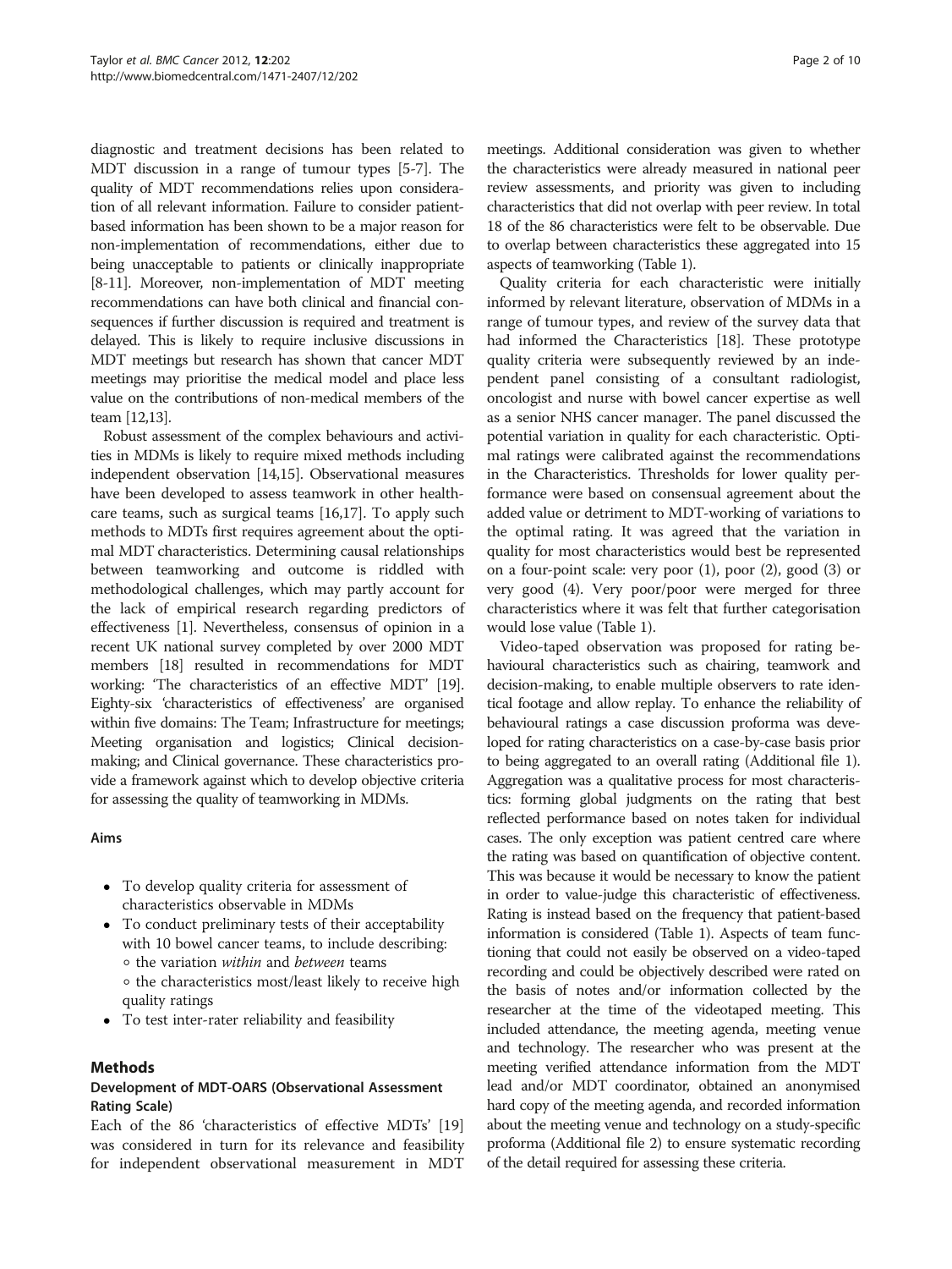diagnostic and treatment decisions has been related to MDT discussion in a range of tumour types [5-7]. The quality of MDT recommendations relies upon consideration of all relevant information. Failure to consider patient-based information has been shown to be a major reason for non-implementation of recommendations, either due to being unacceptable to patients or clinically inappropriate [8-11]. Moreover, non-implementation of MDT meeting recommendations can have both clinical and financial consequences if further discussion is required and treatment is delayed. This is likely to require inclusive discussions in MDT meetings but research has shown that cancer MDT meetings may prioritise the medical model and place less value on the contributions of non-medical members of the team [12,13].

Robust assessment of the complex behaviours and activities in MDMs is likely to require mixed methods including independent observation [14,15]. Observational measures have been developed to assess teamwork in other healthcare teams, such as surgical teams [16,17]. To apply such methods to MDTs first requires agreement about the optimal MDT characteristics. Determining causal relationships between teamworking and outcome is riddled with methodological challenges, which may partly account for the lack of empirical research regarding predictors of effectiveness [1]. Nevertheless, consensus of opinion in a recent UK national survey completed by over 2000 MDT members [18] resulted in recommendations for MDT working: 'The characteristics of an effective MDT' [19]. Eighty-six 'characteristics of effectiveness' are organised within five domains: The Team; Infrastructure for meetings; Meeting organisation and logistics; Clinical decision-making; and Clinical governance. These characteristics provide a framework against which to develop objective criteria for assessing the quality of teamworking in MDMs.

### Aims

- To develop quality criteria for assessment of characteristics observable in MDMs
- To conduct preliminary tests of their acceptability with 10 bowel cancer teams, to include describing:
  - the variation *within* and *between* teams
  - the characteristics most/least likely to receive high quality ratings
- To test inter-rater reliability and feasibility

## Methods

### Development of MDT-OARS (Observational Assessment Rating Scale)

Each of the 86 'characteristics of effective MDTs' [19] was considered in turn for its relevance and feasibility for independent observational measurement in MDT meetings. Additional consideration was given to whether the characteristics were already measured in national peer review assessments, and priority was given to including characteristics that did not overlap with peer review. In total 18 of the 86 characteristics were felt to be observable. Due to overlap between characteristics these aggregated into 15 aspects of teamworking (Table 1).

Quality criteria for each characteristic were initially informed by relevant literature, observation of MDMs in a range of tumour types, and review of the survey data that had informed the Characteristics [18]. These prototype quality criteria were subsequently reviewed by an independent panel consisting of a consultant radiologist, oncologist and nurse with bowel cancer expertise as well as a senior NHS cancer manager. The panel discussed the potential variation in quality for each characteristic. Optimal ratings were calibrated against the recommendations in the Characteristics. Thresholds for lower quality performance were based on consensual agreement about the added value or detriment to MDT-working of variations to the optimal rating. It was agreed that the variation in quality for most characteristics would best be represented on a four-point scale: very poor (1), poor (2), good (3) or very good (4). Very poor/poor were merged for three characteristics where it was felt that further categorisation would lose value (Table 1).

Video-taped observation was proposed for rating behavioural characteristics such as chairing, teamwork and decision-making, to enable multiple observers to rate identical footage and allow replay. To enhance the reliability of behavioural ratings a case discussion proforma was developed for rating characteristics on a case-by-case basis prior to being aggregated to an overall rating (Additional file 1). Aggregation was a qualitative process for most characteristics: forming global judgments on the rating that best reflected performance based on notes taken for individual cases. The only exception was patient centred care where the rating was based on quantification of objective content. This was because it would be necessary to know the patient in order to value-judge this characteristic of effectiveness. Rating is instead based on the frequency that patient-based information is considered (Table 1). Aspects of team functioning that could not easily be observed on a video-taped recording and could be objectively described were rated on the basis of notes and/or information collected by the researcher at the time of the videotaped meeting. This included attendance, the meeting agenda, meeting venue and technology. The researcher who was present at the meeting verified attendance information from the MDT lead and/or MDT coordinator, obtained an anonymised hard copy of the meeting agenda, and recorded information about the meeting venue and technology on a study-specific proforma (Additional file 2) to ensure systematic recording of the detail required for assessing these criteria.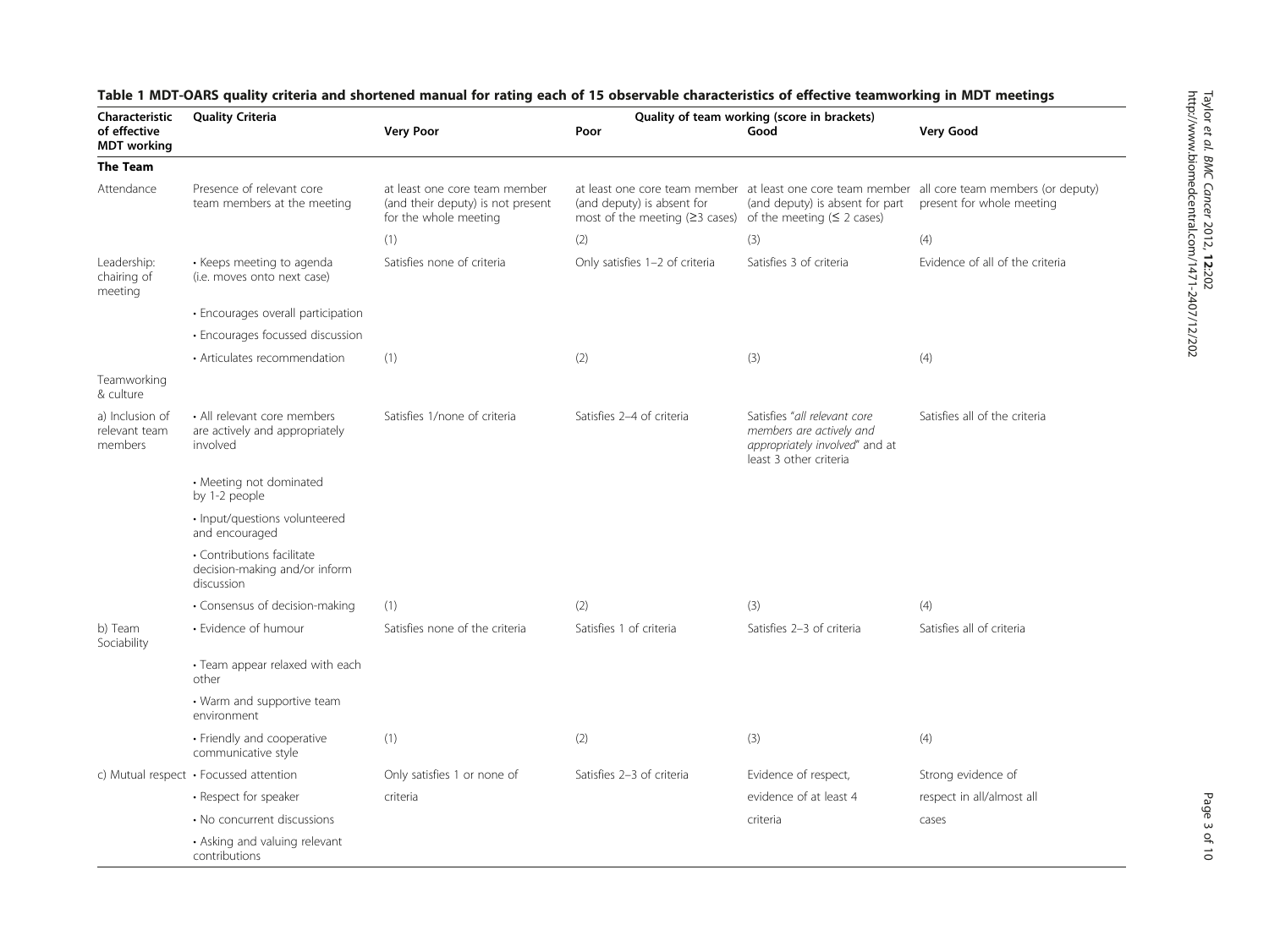**Table 1 MDT-OARS quality criteria and shortened manual for rating each of 15 observable characteristics of effective teamworking in MDT meetings**

| Characteristic of effective MDT working | Quality Criteria | Quality of team working (score in brackets) Very Poor | Poor | Good | Very Good |
|---|---|---|---|---|---|
| **The Team** | | | | | |
| Attendance | Presence of relevant core team members at the meeting | at least one core team member (and their deputy) is not present for the whole meeting | at least one core team member (and deputy) is absent for most of the meeting (≥3 cases) | at least one core team member (and deputy) is absent for part of the meeting (≤ 2 cases) | all core team members (or deputy) present for whole meeting |
| | | (1) | (2) | (3) | (4) |
| Leadership: chairing of meeting | • Keeps meeting to agenda (i.e. moves onto next case) | Satisfies none of criteria | Only satisfies 1–2 of criteria | Satisfies 3 of criteria | Evidence of all of the criteria |
| | • Encourages overall participation | | | | |
| | • Encourages focussed discussion | | | | |
| | • Articulates recommendation | (1) | (2) | (3) | (4) |
| Teamworking & culture | | | | | |
| a) Inclusion of relevant team members | • All relevant core members are actively and appropriately involved | Satisfies 1/none of criteria | Satisfies 2–4 of criteria | Satisfies "*all relevant core members are actively and appropriately involved*" and at least 3 other criteria | Satisfies all of the criteria |
| | • Meeting not dominated by 1-2 people | | | | |
| | • Input/questions volunteered and encouraged | | | | |
| | • Contributions facilitate decision-making and/or inform discussion | | | | |
| | • Consensus of decision-making | (1) | (2) | (3) | (4) |
| b) Team Sociability | • Evidence of humour | Satisfies none of the criteria | Satisfies 1 of criteria | Satisfies 2–3 of criteria | Satisfies all of criteria |
| | • Team appear relaxed with each other | | | | |
| | • Warm and supportive team environment | | | | |
| | • Friendly and cooperative communicative style | (1) | (2) | (3) | (4) |
| c) Mutual respect | • Focussed attention | Only satisfies 1 or none of criteria | Satisfies 2–3 of criteria | Evidence of respect, evidence of at least 4 criteria | Strong evidence of respect in all/almost all cases |
| | • Respect for speaker | | | | |
| | • No concurrent discussions | | | | |
| | • Asking and valuing relevant contributions | | | | |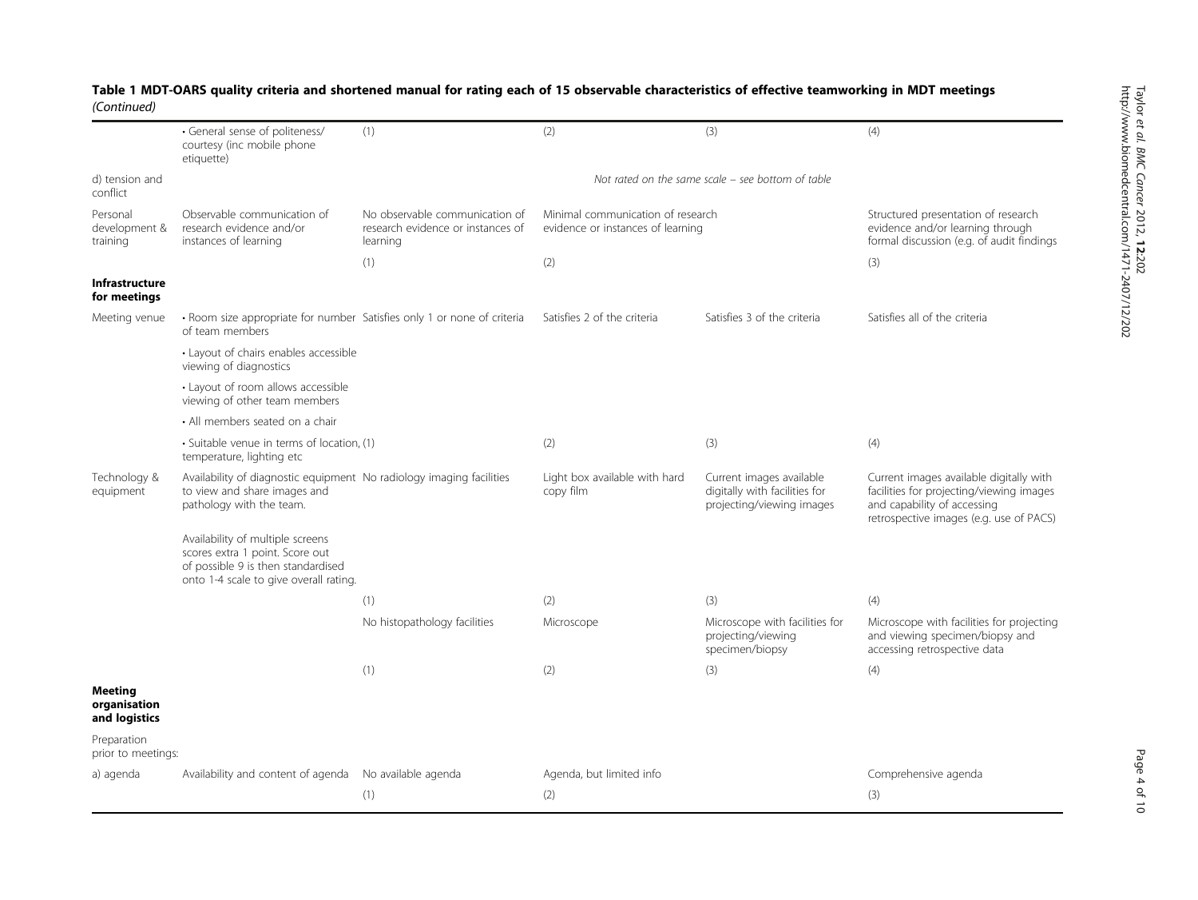**Table 1 MDT-OARS quality criteria and shortened manual for rating each of 15 observable characteristics of effective teamworking in MDT meetings** *(Continued)*

| | | | | | |
|---|---|---|---|---|---|
| | • General sense of politeness/ courtesy (inc mobile phone etiquette) | (1) | (2) | (3) | (4) |
| d) tension and conflict | | | *Not rated on the same scale – see bottom of table* | | |
| Personal development & training | Observable communication of research evidence and/or instances of learning | No observable communication of research evidence or instances of learning | Minimal communication of research evidence or instances of learning | | Structured presentation of research evidence and/or learning through formal discussion (e.g. of audit findings |
| | | (1) | (2) | | (3) |
| **Infrastructure for meetings** | | | | | |
| Meeting venue | • Room size appropriate for number of team members | Satisfies only 1 or none of criteria | Satisfies 2 of the criteria | Satisfies 3 of the criteria | Satisfies all of the criteria |
| | • Layout of chairs enables accessible viewing of diagnostics | | | | |
| | • Layout of room allows accessible viewing of other team members | | | | |
| | • All members seated on a chair | | | | |
| | • Suitable venue in terms of location, temperature, lighting etc | (1) | (2) | (3) | (4) |
| Technology & equipment | Availability of diagnostic equipment to view and share images and pathology with the team. | No radiology imaging facilities | Light box available with hard copy film | Current images available digitally with facilities for projecting/viewing images | Current images available digitally with facilities for projecting/viewing images and capability of accessing retrospective images (e.g. use of PACS) |
| | Availability of multiple screens scores extra 1 point. Score out of possible 9 is then standardised onto 1-4 scale to give overall rating. | | | | |
| | | (1) | (2) | (3) | (4) |
| | | No histopathology facilities | Microscope | Microscope with facilities for projecting/viewing specimen/biopsy | Microscope with facilities for projecting and viewing specimen/biopsy and accessing retrospective data |
| | | (1) | (2) | (3) | (4) |
| **Meeting organisation and logistics** | | | | | |
| Preparation prior to meetings: | | | | | |
| a) agenda | Availability and content of agenda | No available agenda | Agenda, but limited info | | Comprehensive agenda |
| | | (1) | (2) | | (3) |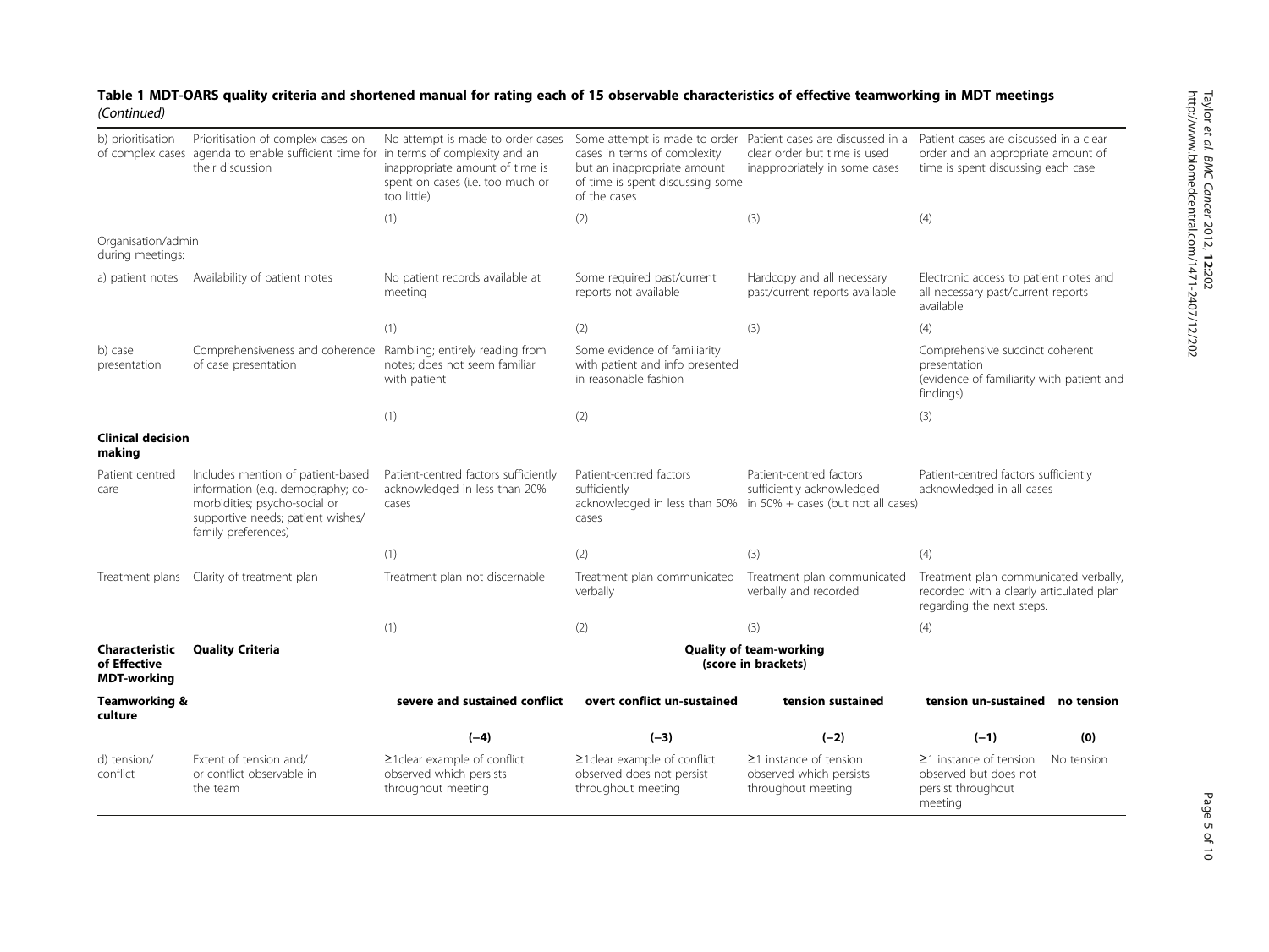**Table 1 MDT-OARS quality criteria and shortened manual for rating each of 15 observable characteristics of effective teamworking in MDT meetings** *(Continued)*

| | | | | | | |
|---|---|---|---|---|---|---|
| b) prioritisation of complex cases | Prioritisation of complex cases on agenda to enable sufficient time for their discussion | No attempt is made to order cases in terms of complexity and an inappropriate amount of time is spent on cases (i.e. too much or too little) | Some attempt is made to order cases in terms of complexity but an inappropriate amount of time is spent discussing some of the cases | Patient cases are discussed in a clear order but time is used inappropriately in some cases | Patient cases are discussed in a clear order and an appropriate amount of time is spent discussing each case | |
| | | (1) | (2) | (3) | (4) | |
| Organisation/admin during meetings: | | | | | | |
| a) patient notes | Availability of patient notes | No patient records available at meeting | Some required past/current reports not available | Hardcopy and all necessary past/current reports available | Electronic access to patient notes and all necessary past/current reports available | |
| | | (1) | (2) | (3) | (4) | |
| b) case presentation | Comprehensiveness and coherence of case presentation | Rambling; entirely reading from notes; does not seem familiar with patient | Some evidence of familiarity with patient and info presented in reasonable fashion | | Comprehensive succinct coherent presentation (evidence of familiarity with patient and findings) | |
| | | (1) | (2) | | (3) | |
| **Clinical decision making** | | | | | | |
| Patient centred care | Includes mention of patient-based information (e.g. demography; co-morbidities; psycho-social or supportive needs; patient wishes/ family preferences) | Patient-centred factors sufficiently acknowledged in less than 20% cases | Patient-centred factors sufficiently acknowledged in less than 50% cases | Patient-centred factors sufficiently acknowledged in 50% + cases (but not all cases) | Patient-centred factors sufficiently acknowledged in all cases | |
| | | (1) | (2) | (3) | (4) | |
| Treatment plans | Clarity of treatment plan | Treatment plan not discernable | Treatment plan communicated verbally | Treatment plan communicated verbally and recorded | Treatment plan communicated verbally, recorded with a clearly articulated plan regarding the next steps. | |
| | | (1) | (2) | (3) | (4) | |
| **Characteristic of Effective MDT-working** | **Quality Criteria** | **Quality of team-working (score in brackets)** | | | | |
| **Teamworking & culture** | | **severe and sustained conflict** | **overt conflict un-sustained** | **tension sustained** | **tension un-sustained** | **no tension** |
| | | **(−4)** | **(−3)** | **(−2)** | **(−1)** | **(0)** |
| d) tension/ conflict | Extent of tension and/ or conflict observable in the team | ≥1clear example of conflict observed which persists throughout meeting | ≥1clear example of conflict observed does not persist throughout meeting | ≥1 instance of tension observed which persists throughout meeting | ≥1 instance of tension observed but does not persist throughout meeting | No tension |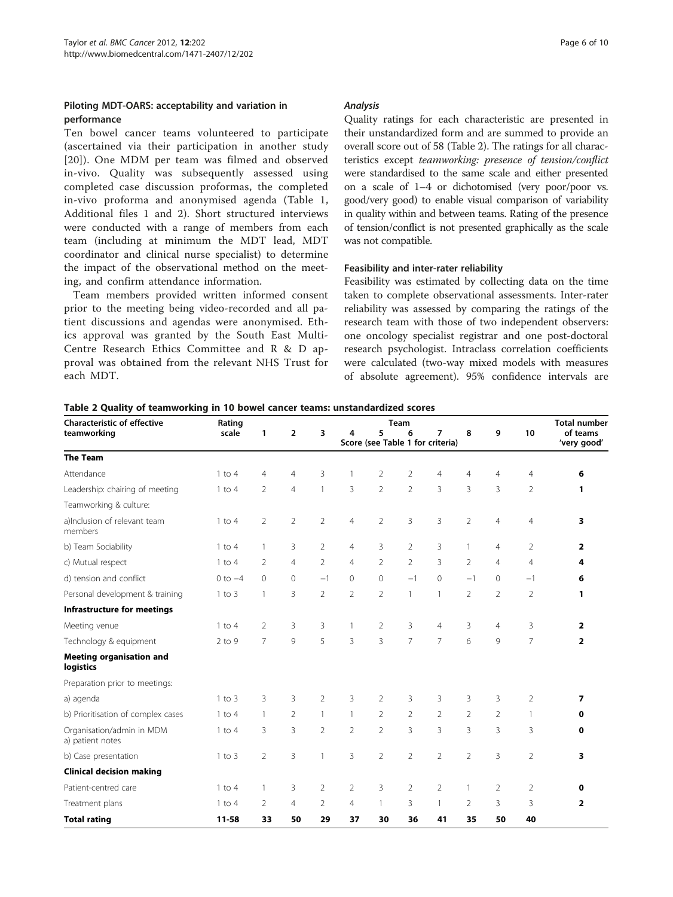### Piloting MDT-OARS: acceptability and variation in performance

Ten bowel cancer teams volunteered to participate (ascertained via their participation in another study [20]). One MDM per team was filmed and observed in-vivo. Quality was subsequently assessed using completed case discussion proformas, the completed in-vivo proforma and anonymised agenda (Table 1, Additional files 1 and 2). Short structured interviews were conducted with a range of members from each team (including at minimum the MDT lead, MDT coordinator and clinical nurse specialist) to determine the impact of the observational method on the meeting, and confirm attendance information.

Team members provided written informed consent prior to the meeting being video-recorded and all patient discussions and agendas were anonymised. Ethics approval was granted by the South East Multi-Centre Research Ethics Committee and R & D approval was obtained from the relevant NHS Trust for each MDT.

#### *Analysis*

Quality ratings for each characteristic are presented in their unstandardized form and are summed to provide an overall score out of 58 (Table 2). The ratings for all characteristics except *teamworking: presence of tension/conflict* were standardised to the same scale and either presented on a scale of 1–4 or dichotomised (very poor/poor vs. good/very good) to enable visual comparison of variability in quality within and between teams. Rating of the presence of tension/conflict is not presented graphically as the scale was not compatible.

### Feasibility and inter-rater reliability

Feasibility was estimated by collecting data on the time taken to complete observational assessments. Inter-rater reliability was assessed by comparing the ratings of the research team with those of two independent observers: one oncology specialist registrar and one post-doctoral research psychologist. Intraclass correlation coefficients were calculated (two-way mixed models with measures of absolute agreement). 95% confidence intervals are

**Table 2 Quality of teamworking in 10 bowel cancer teams: unstandardized scores**

| Characteristic of effective teamworking | Rating scale | Team 1 | 2 | 3 | 4 | 5 | 6 | 7 | 8 | 9 | 10 | Total number of teams 'very good' |
|---|---|---|---|---|---|---|---|---|---|---|---|---|
| | | Score (see Table 1 for criteria) | | | | | | | | | | |
| **The Team** | | | | | | | | | | | | |
| Attendance | 1 to 4 | 4 | 4 | 3 | 1 | 2 | 2 | 4 | 4 | 4 | 4 | **6** |
| Leadership: chairing of meeting | 1 to 4 | 2 | 4 | 1 | 3 | 2 | 2 | 3 | 3 | 3 | 2 | **1** |
| Teamworking & culture: | | | | | | | | | | | | |
| a)Inclusion of relevant team members | 1 to 4 | 2 | 2 | 2 | 4 | 2 | 3 | 3 | 2 | 4 | 4 | **3** |
| b) Team Sociability | 1 to 4 | 1 | 3 | 2 | 4 | 3 | 2 | 3 | 1 | 4 | 2 | **2** |
| c) Mutual respect | 1 to 4 | 2 | 4 | 2 | 4 | 2 | 2 | 3 | 2 | 4 | 4 | **4** |
| d) tension and conflict | 0 to −4 | 0 | 0 | −1 | 0 | 0 | −1 | 0 | −1 | 0 | −1 | **6** |
| Personal development & training | 1 to 3 | 1 | 3 | 2 | 2 | 2 | 1 | 1 | 2 | 2 | 2 | **1** |
| **Infrastructure for meetings** | | | | | | | | | | | | |
| Meeting venue | 1 to 4 | 2 | 3 | 3 | 1 | 2 | 3 | 4 | 3 | 4 | 3 | **2** |
| Technology & equipment | 2 to 9 | 7 | 9 | 5 | 3 | 3 | 7 | 7 | 6 | 9 | 7 | **2** |
| **Meeting organisation and logistics** | | | | | | | | | | | | |
| Preparation prior to meetings: | | | | | | | | | | | | |
| a) agenda | 1 to 3 | 3 | 3 | 2 | 3 | 2 | 3 | 3 | 3 | 3 | 2 | **7** |
| b) Prioritisation of complex cases | 1 to 4 | 1 | 2 | 1 | 1 | 2 | 2 | 2 | 2 | 2 | 1 | **0** |
| Organisation/admin in MDM a) patient notes | 1 to 4 | 3 | 3 | 2 | 2 | 2 | 3 | 3 | 3 | 3 | 3 | **0** |
| b) Case presentation | 1 to 3 | 2 | 3 | 1 | 3 | 2 | 2 | 2 | 2 | 3 | 2 | **3** |
| **Clinical decision making** | | | | | | | | | | | | |
| Patient-centred care | 1 to 4 | 1 | 3 | 2 | 2 | 3 | 2 | 2 | 1 | 2 | 2 | **0** |
| Treatment plans | 1 to 4 | 2 | 4 | 2 | 4 | 1 | 3 | 1 | 2 | 3 | 3 | **2** |
| **Total rating** | **11-58** | **33** | **50** | **29** | **37** | **30** | **36** | **41** | **35** | **50** | **40** | |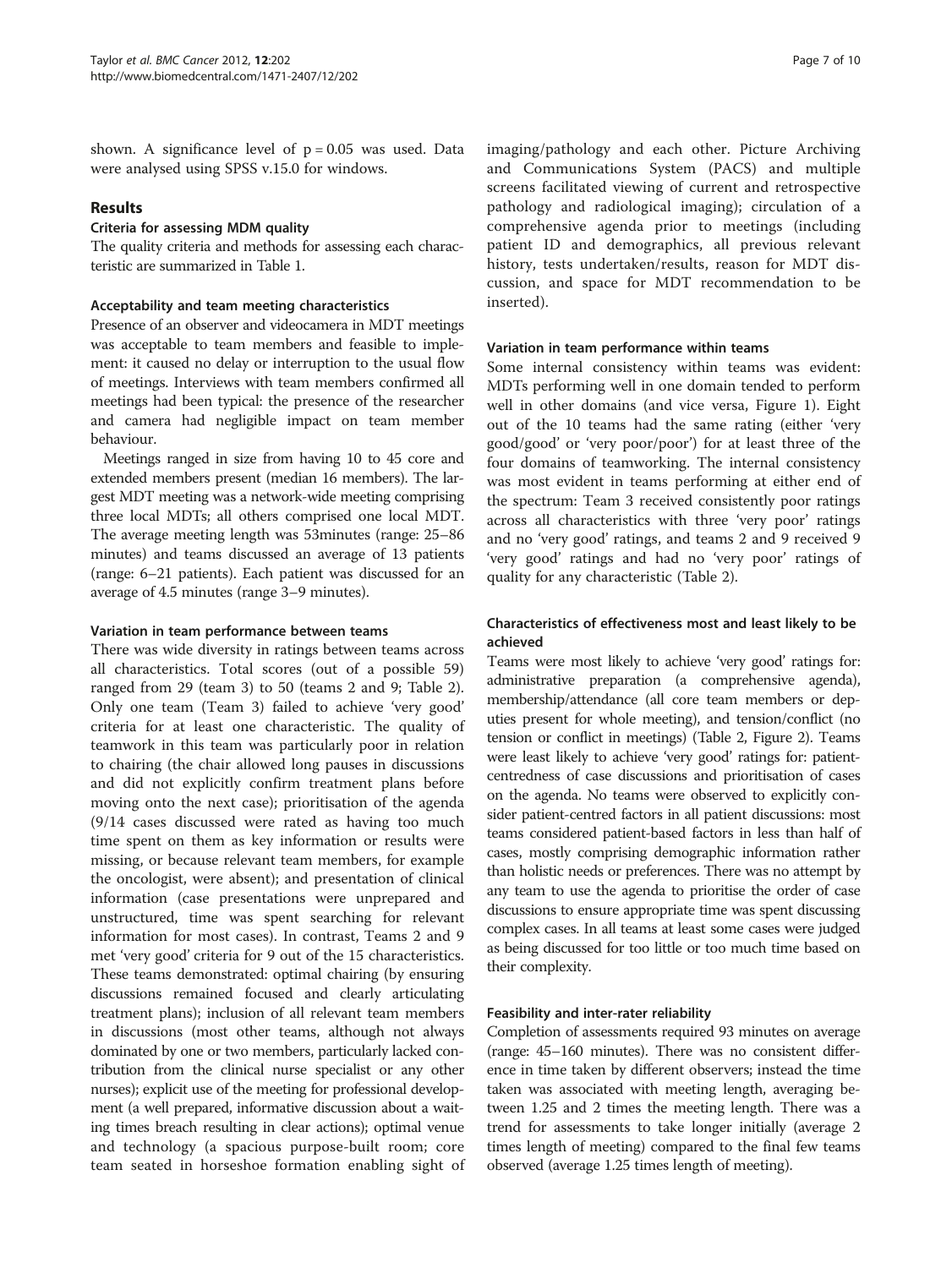shown. A significance level of $p = 0.05$ was used. Data were analysed using SPSS v.15.0 for windows.

## Results

### Criteria for assessing MDM quality

The quality criteria and methods for assessing each characteristic are summarized in Table 1.

### Acceptability and team meeting characteristics

Presence of an observer and videocamera in MDT meetings was acceptable to team members and feasible to implement: it caused no delay or interruption to the usual flow of meetings. Interviews with team members confirmed all meetings had been typical: the presence of the researcher and camera had negligible impact on team member behaviour.

Meetings ranged in size from having 10 to 45 core and extended members present (median 16 members). The largest MDT meeting was a network-wide meeting comprising three local MDTs; all others comprised one local MDT. The average meeting length was 53minutes (range: 25–86 minutes) and teams discussed an average of 13 patients (range: 6–21 patients). Each patient was discussed for an average of 4.5 minutes (range 3–9 minutes).

### Variation in team performance between teams

There was wide diversity in ratings between teams across all characteristics. Total scores (out of a possible 59) ranged from 29 (team 3) to 50 (teams 2 and 9; Table 2). Only one team (Team 3) failed to achieve 'very good' criteria for at least one characteristic. The quality of teamwork in this team was particularly poor in relation to chairing (the chair allowed long pauses in discussions and did not explicitly confirm treatment plans before moving onto the next case); prioritisation of the agenda (9/14 cases discussed were rated as having too much time spent on them as key information or results were missing, or because relevant team members, for example the oncologist, were absent); and presentation of clinical information (case presentations were unprepared and unstructured, time was spent searching for relevant information for most cases). In contrast, Teams 2 and 9 met 'very good' criteria for 9 out of the 15 characteristics. These teams demonstrated: optimal chairing (by ensuring discussions remained focused and clearly articulating treatment plans); inclusion of all relevant team members in discussions (most other teams, although not always dominated by one or two members, particularly lacked contribution from the clinical nurse specialist or any other nurses); explicit use of the meeting for professional development (a well prepared, informative discussion about a waiting times breach resulting in clear actions); optimal venue and technology (a spacious purpose-built room; core team seated in horseshoe formation enabling sight of imaging/pathology and each other. Picture Archiving and Communications System (PACS) and multiple screens facilitated viewing of current and retrospective pathology and radiological imaging); circulation of a comprehensive agenda prior to meetings (including patient ID and demographics, all previous relevant history, tests undertaken/results, reason for MDT discussion, and space for MDT recommendation to be inserted).

### Variation in team performance within teams

Some internal consistency within teams was evident: MDTs performing well in one domain tended to perform well in other domains (and vice versa, Figure 1). Eight out of the 10 teams had the same rating (either 'very good/good' or 'very poor/poor') for at least three of the four domains of teamworking. The internal consistency was most evident in teams performing at either end of the spectrum: Team 3 received consistently poor ratings across all characteristics with three 'very poor' ratings and no 'very good' ratings, and teams 2 and 9 received 9 'very good' ratings and had no 'very poor' ratings of quality for any characteristic (Table 2).

### Characteristics of effectiveness most and least likely to be achieved

Teams were most likely to achieve 'very good' ratings for: administrative preparation (a comprehensive agenda), membership/attendance (all core team members or deputies present for whole meeting), and tension/conflict (no tension or conflict in meetings) (Table 2, Figure 2). Teams were least likely to achieve 'very good' ratings for: patient-centredness of case discussions and prioritisation of cases on the agenda. No teams were observed to explicitly consider patient-centred factors in all patient discussions: most teams considered patient-based factors in less than half of cases, mostly comprising demographic information rather than holistic needs or preferences. There was no attempt by any team to use the agenda to prioritise the order of case discussions to ensure appropriate time was spent discussing complex cases. In all teams at least some cases were judged as being discussed for too little or too much time based on their complexity.

### Feasibility and inter-rater reliability

Completion of assessments required 93 minutes on average (range: 45–160 minutes). There was no consistent difference in time taken by different observers; instead the time taken was associated with meeting length, averaging between 1.25 and 2 times the meeting length. There was a trend for assessments to take longer initially (average 2 times length of meeting) compared to the final few teams observed (average 1.25 times length of meeting).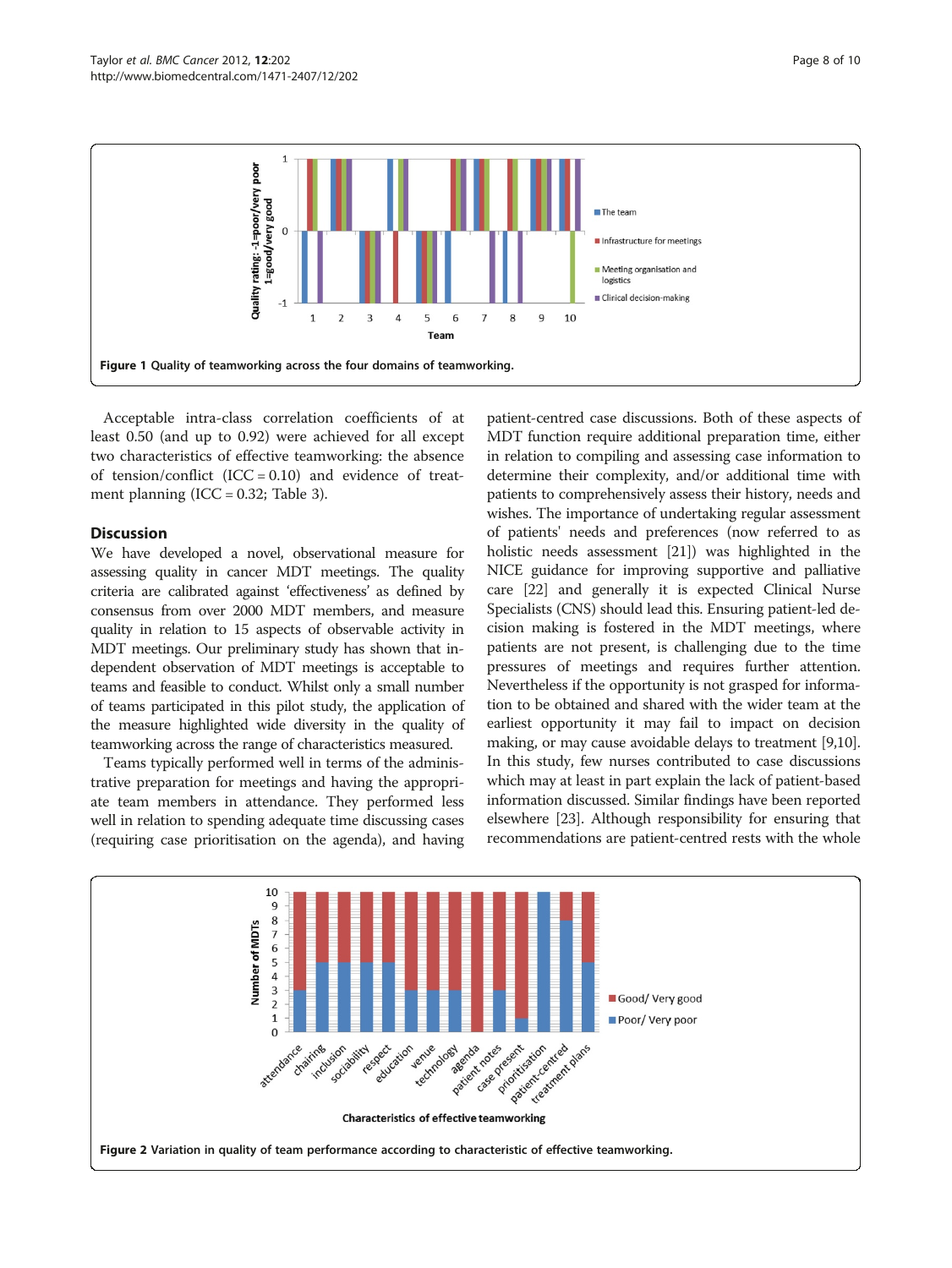Figure 1 Quality of teamworking across the four domains of teamworking.

Acceptable intra-class correlation coefficients of at least 0.50 (and up to 0.92) were achieved for all except two characteristics of effective teamworking: the absence of tension/conflict (ICC = 0.10) and evidence of treatment planning (ICC = 0.32; Table 3).

## Discussion

We have developed a novel, observational measure for assessing quality in cancer MDT meetings. The quality criteria are calibrated against 'effectiveness' as defined by consensus from over 2000 MDT members, and measure quality in relation to 15 aspects of observable activity in MDT meetings. Our preliminary study has shown that independent observation of MDT meetings is acceptable to teams and feasible to conduct. Whilst only a small number of teams participated in this pilot study, the application of the measure highlighted wide diversity in the quality of teamworking across the range of characteristics measured.

Teams typically performed well in terms of the administrative preparation for meetings and having the appropriate team members in attendance. They performed less well in relation to spending adequate time discussing cases (requiring case prioritisation on the agenda), and having patient-centred case discussions. Both of these aspects of MDT function require additional preparation time, either in relation to compiling and assessing case information to determine their complexity, and/or additional time with patients to comprehensively assess their history, needs and wishes. The importance of undertaking regular assessment of patients' needs and preferences (now referred to as holistic needs assessment [21]) was highlighted in the NICE guidance for improving supportive and palliative care [22] and generally it is expected Clinical Nurse Specialists (CNS) should lead this. Ensuring patient-led decision making is fostered in the MDT meetings, where patients are not present, is challenging due to the time pressures of meetings and requires further attention. Nevertheless if the opportunity is not grasped for information to be obtained and shared with the wider team at the earliest opportunity it may fail to impact on decision making, or may cause avoidable delays to treatment [9,10]. In this study, few nurses contributed to case discussions which may at least in part explain the lack of patient-based information discussed. Similar findings have been reported elsewhere [23]. Although responsibility for ensuring that recommendations are patient-centred rests with the whole

Figure 2 Variation in quality of team performance according to characteristic of effective teamworking.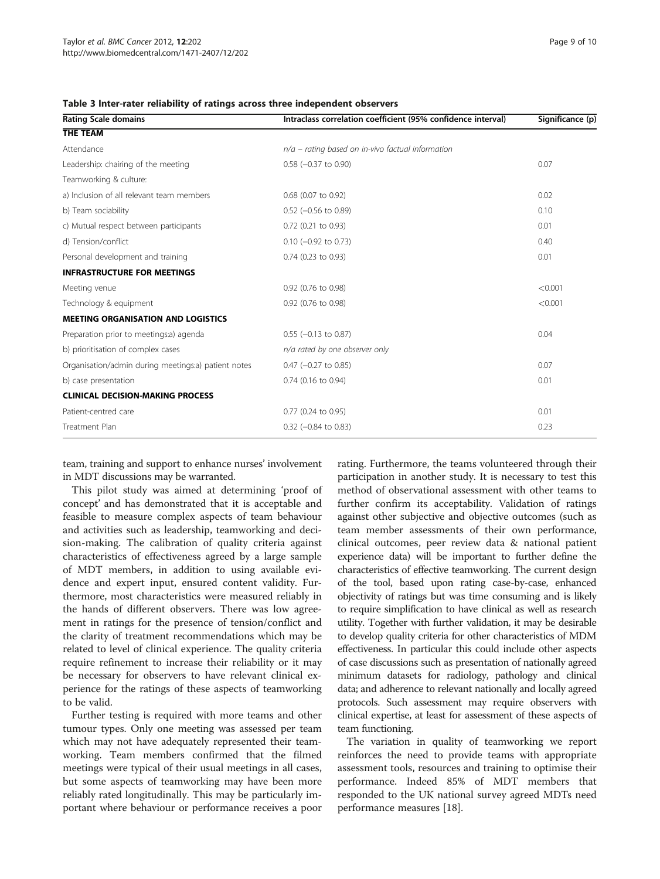**Table 3 Inter-rater reliability of ratings across three independent observers**

| Rating Scale domains | Intraclass correlation coefficient (95% confidence interval) | Significance (p) |
|---|---|---|
| **THE TEAM** | | |
| Attendance | *n/a – rating based on in-vivo factual information* | |
| Leadership: chairing of the meeting | 0.58 (−0.37 to 0.90) | 0.07 |
| Teamworking & culture: | | |
| a) Inclusion of all relevant team members | 0.68 (0.07 to 0.92) | 0.02 |
| b) Team sociability | 0.52 (−0.56 to 0.89) | 0.10 |
| c) Mutual respect between participants | 0.72 (0.21 to 0.93) | 0.01 |
| d) Tension/conflict | 0.10 (−0.92 to 0.73) | 0.40 |
| Personal development and training | 0.74 (0.23 to 0.93) | 0.01 |
| **INFRASTRUCTURE FOR MEETINGS** | | |
| Meeting venue | 0.92 (0.76 to 0.98) | <0.001 |
| Technology & equipment | 0.92 (0.76 to 0.98) | <0.001 |
| **MEETING ORGANISATION AND LOGISTICS** | | |
| Preparation prior to meetings:a) agenda | 0.55 (−0.13 to 0.87) | 0.04 |
| b) prioritisation of complex cases | *n/a rated by one observer only* | |
| Organisation/admin during meetings:a) patient notes | 0.47 (−0.27 to 0.85) | 0.07 |
| b) case presentation | 0.74 (0.16 to 0.94) | 0.01 |
| **CLINICAL DECISION-MAKING PROCESS** | | |
| Patient-centred care | 0.77 (0.24 to 0.95) | 0.01 |
| Treatment Plan | 0.32 (−0.84 to 0.83) | 0.23 |

team, training and support to enhance nurses' involvement in MDT discussions may be warranted.

This pilot study was aimed at determining 'proof of concept' and has demonstrated that it is acceptable and feasible to measure complex aspects of team behaviour and activities such as leadership, teamworking and decision-making. The calibration of quality criteria against characteristics of effectiveness agreed by a large sample of MDT members, in addition to using available evidence and expert input, ensured content validity. Furthermore, most characteristics were measured reliably in the hands of different observers. There was low agreement in ratings for the presence of tension/conflict and the clarity of treatment recommendations which may be related to level of clinical experience. The quality criteria require refinement to increase their reliability or it may be necessary for observers to have relevant clinical experience for the ratings of these aspects of teamworking to be valid.

Further testing is required with more teams and other tumour types. Only one meeting was assessed per team which may not have adequately represented their teamworking. Team members confirmed that the filmed meetings were typical of their usual meetings in all cases, but some aspects of teamworking may have been more reliably rated longitudinally. This may be particularly important where behaviour or performance receives a poor rating. Furthermore, the teams volunteered through their participation in another study. It is necessary to test this method of observational assessment with other teams to further confirm its acceptability. Validation of ratings against other subjective and objective outcomes (such as team member assessments of their own performance, clinical outcomes, peer review data & national patient experience data) will be important to further define the characteristics of effective teamworking. The current design of the tool, based upon rating case-by-case, enhanced objectivity of ratings but was time consuming and is likely to require simplification to have clinical as well as research utility. Together with further validation, it may be desirable to develop quality criteria for other characteristics of MDM effectiveness. In particular this could include other aspects of case discussions such as presentation of nationally agreed minimum datasets for radiology, pathology and clinical data; and adherence to relevant nationally and locally agreed protocols. Such assessment may require observers with clinical expertise, at least for assessment of these aspects of team functioning.

The variation in quality of teamworking we report reinforces the need to provide teams with appropriate assessment tools, resources and training to optimise their performance. Indeed 85% of MDT members that responded to the UK national survey agreed MDTs need performance measures [18].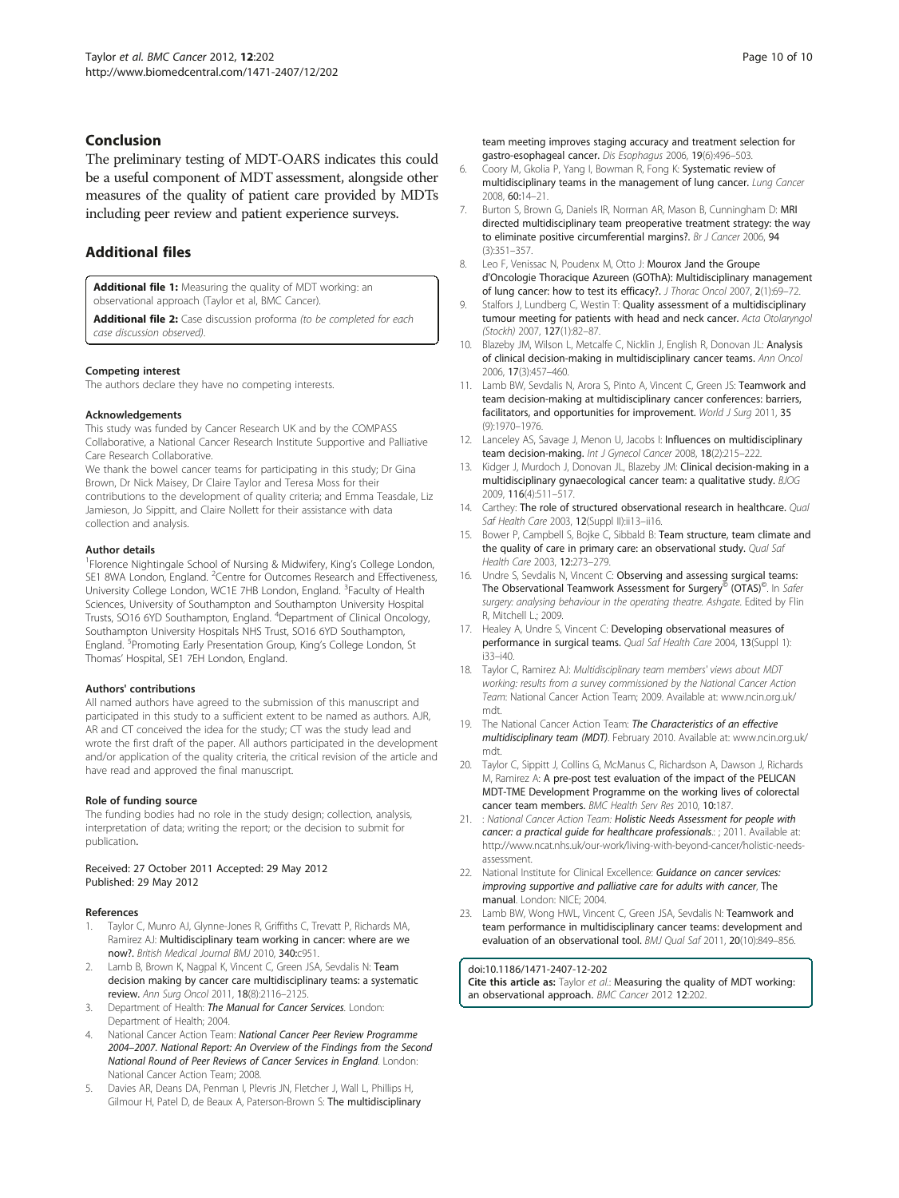## Conclusion

The preliminary testing of MDT-OARS indicates this could be a useful component of MDT assessment, alongside other measures of the quality of patient care provided by MDTs including peer review and patient experience surveys.

## Additional files

**Additional file 1:** Measuring the quality of MDT working: an observational approach (Taylor et al, BMC Cancer).

**Additional file 2:** Case discussion proforma *(to be completed for each case discussion observed)*.

#### Competing interest

The authors declare they have no competing interests.

#### Acknowledgements

This study was funded by Cancer Research UK and by the COMPASS Collaborative, a National Cancer Research Institute Supportive and Palliative Care Research Collaborative.

We thank the bowel cancer teams for participating in this study; Dr Gina Brown, Dr Nick Maisey, Dr Claire Taylor and Teresa Moss for their contributions to the development of quality criteria; and Emma Teasdale, Liz Jamieson, Jo Sippitt, and Claire Nollett for their assistance with data collection and analysis.

#### Author details

[1]Florence Nightingale School of Nursing & Midwifery, King's College London, SE1 8WA London, England. [2]Centre for Outcomes Research and Effectiveness, University College London, WC1E 7HB London, England. [3]Faculty of Health Sciences, University of Southampton and Southampton University Hospital Trusts, SO16 6YD Southampton, England. [4]Department of Clinical Oncology, Southampton University Hospitals NHS Trust, SO16 6YD Southampton, England. [5]Promoting Early Presentation Group, King's College London, St Thomas' Hospital, SE1 7EH London, England.

#### Authors' contributions

All named authors have agreed to the submission of this manuscript and participated in this study to a sufficient extent to be named as authors. AJR, AR and CT conceived the idea for the study; CT was the study lead and wrote the first draft of the paper. All authors participated in the development and/or application of the quality criteria, the critical revision of the article and have read and approved the final manuscript.

#### Role of funding source

The funding bodies had no role in the study design; collection, analysis, interpretation of data; writing the report; or the decision to submit for publication.

Received: 27 October 2011 Accepted: 29 May 2012
Published: 29 May 2012

#### References

1. Taylor C, Munro AJ, Glynne-Jones R, Griffiths C, Trevatt P, Richards MA, Ramirez AJ: **Multidisciplinary team working in cancer: where are we now?.** *British Medical Journal BMJ* 2010, **340:**c951.
2. Lamb B, Brown K, Nagpal K, Vincent C, Green JSA, Sevdalis N: **Team decision making by cancer care multidisciplinary teams: a systematic review.** *Ann Surg Oncol* 2011, **18**(8):2116–2125.
3. Department of Health: ***The Manual for Cancer Services***. London: Department of Health; 2004.
4. National Cancer Action Team: ***National Cancer Peer Review Programme 2004–2007. National Report: An Overview of the Findings from the Second National Round of Peer Reviews of Cancer Services in England***. London: National Cancer Action Team; 2008.
5. Davies AR, Deans DA, Penman I, Plevris JN, Fletcher J, Wall L, Phillips H, Gilmour H, Patel D, de Beaux A, Paterson-Brown S: **The multidisciplinary team meeting improves staging accuracy and treatment selection for gastro-esophageal cancer.** *Dis Esophagus* 2006, **19**(6):496–503.
6. Coory M, Gkolia P, Yang I, Bowman R, Fong K: **Systematic review of multidisciplinary teams in the management of lung cancer.** *Lung Cancer* 2008, **60:**14–21.
7. Burton S, Brown G, Daniels IR, Norman AR, Mason B, Cunningham D: **MRI directed multidisciplinary team preoperative treatment strategy: the way to eliminate positive circumferential margins?.** *Br J Cancer* 2006, **94** (3):351–357.
8. Leo F, Venissac N, Poudenx M, Otto J: **Mourox Jand the Groupe d'Oncologie Thoracique Azureen (GOThA): Multidisciplinary management of lung cancer: how to test its efficacy?.** *J Thorac Oncol* 2007, **2**(1):69–72.
9. Stalfors J, Lundberg C, Westin T: **Quality assessment of a multidisciplinary tumour meeting for patients with head and neck cancer.** *Acta Otolaryngol (Stockh)* 2007, **127**(1):82–87.
10. Blazeby JM, Wilson L, Metcalfe C, Nicklin J, English R, Donovan JL: **Analysis of clinical decision-making in multidisciplinary cancer teams.** *Ann Oncol* 2006, **17**(3):457–460.
11. Lamb BW, Sevdalis N, Arora S, Pinto A, Vincent C, Green JS: **Teamwork and team decision-making at multidisciplinary cancer conferences: barriers, facilitators, and opportunities for improvement.** *World J Surg* 2011, **35** (9):1970–1976.
12. Lanceley AS, Savage J, Menon U, Jacobs I: **Influences on multidisciplinary team decision-making.** *Int J Gynecol Cancer* 2008, **18**(2):215–222.
13. Kidger J, Murdoch J, Donovan JL, Blazeby JM: **Clinical decision-making in a multidisciplinary gynaecological cancer team: a qualitative study.** *BJOG* 2009, **116**(4):511–517.
14. Carthey: **The role of structured observational research in healthcare.** *Qual Saf Health Care* 2003, **12**(Suppl II):ii13–ii16.
15. Bower P, Campbell S, Bojke C, Sibbald B: **Team structure, team climate and the quality of care in primary care: an observational study.** *Qual Saf Health Care* 2003, **12:**273–279.
16. Undre S, Sevdalis N, Vincent C: **Observing and assessing surgical teams: The Observational Teamwork Assessment for Surgery© (OTAS)©.** In *Safer surgery: analysing behaviour in the operating theatre. Ashgate*. Edited by Flin R, Mitchell L.; 2009.
17. Healey A, Undre S, Vincent C: **Developing observational measures of performance in surgical teams.** *Qual Saf Health Care* 2004, **13**(Suppl 1): i33–i40.
18. Taylor C, Ramirez AJ: *Multidisciplinary team members' views about MDT working: results from a survey commissioned by the National Cancer Action Team*: National Cancer Action Team; 2009. Available at: www.ncin.org.uk/mdt.
19. The National Cancer Action Team: ***The Characteristics of an effective multidisciplinary team (MDT)***. February 2010. Available at: www.ncin.org.uk/mdt.
20. Taylor C, Sippitt J, Collins G, McManus C, Richardson A, Dawson J, Richards M, Ramirez A: **A pre-post test evaluation of the impact of the PELICAN MDT-TME Development Programme on the working lives of colorectal cancer team members.** *BMC Health Serv Res* 2010, **10:**187.
21. : *National Cancer Action Team:* ***Holistic Needs Assessment for people with cancer: a practical guide for healthcare professionals***.: ; 2011. Available at: http://www.ncat.nhs.uk/our-work/living-with-beyond-cancer/holistic-needs-assessment.
22. National Institute for Clinical Excellence: ***Guidance on cancer services: improving supportive and palliative care for adults with cancer***, The manual. London: NICE; 2004.
23. Lamb BW, Wong HWL, Vincent C, Green JSA, Sevdalis N: **Teamwork and team performance in multidisciplinary cancer teams: development and evaluation of an observational tool.** *BMJ Qual Saf* 2011, **20**(10):849–856.

doi:10.1186/1471-2407-12-202
**Cite this article as:** Taylor *et al.*: Measuring the quality of MDT working: an observational approach. *BMC Cancer* 2012 **12**:202.